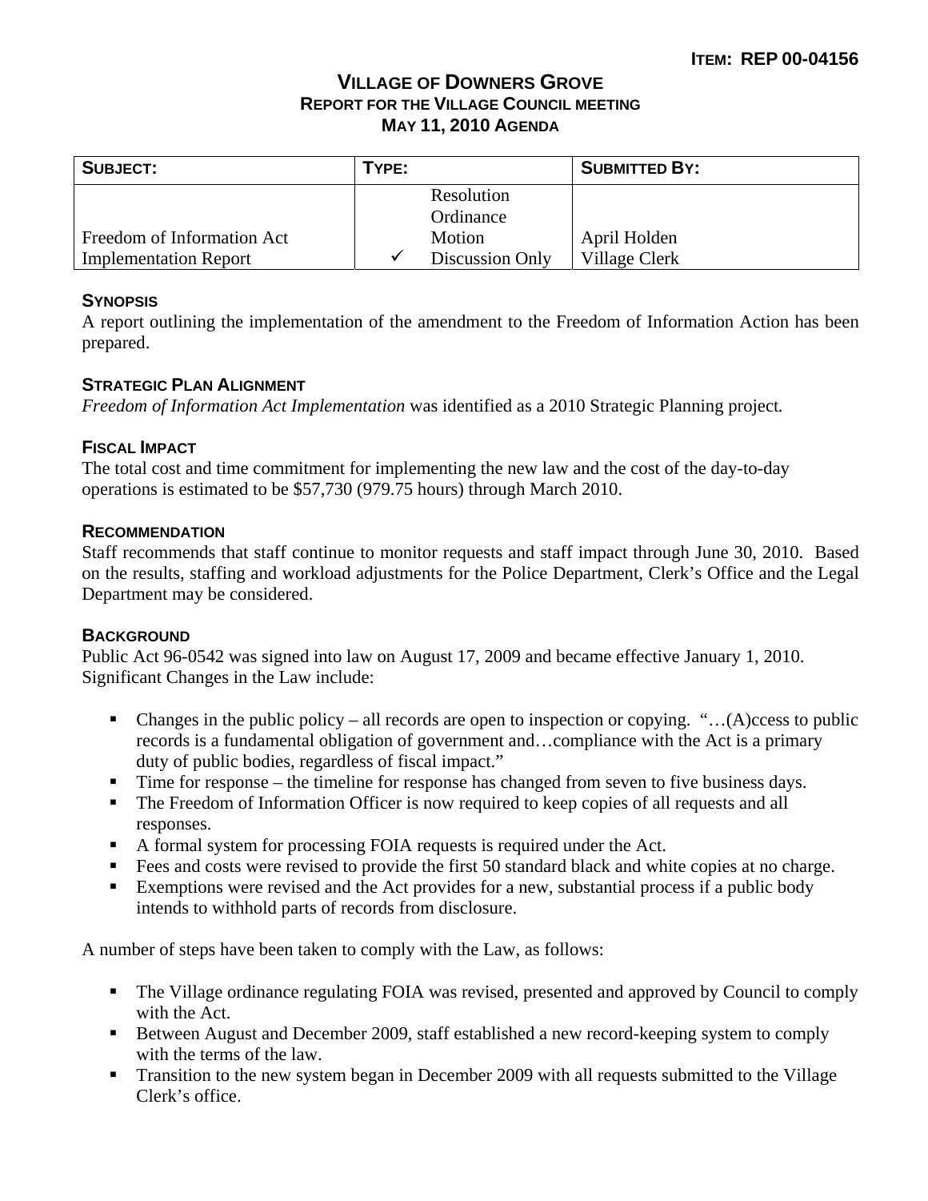**ITEM: REP 00-04156**

# VILLAGE OF DOWNERS GROVE
## REPORT FOR THE VILLAGE COUNCIL MEETING
## MAY 11, 2010 AGENDA

| SUBJECT: | TYPE: | SUBMITTED BY: |
|---|---|---|
| Freedom of Information Act Implementation Report | Resolution<br>Ordinance<br>Motion<br>✓ Discussion Only | April Holden<br>Village Clerk |

### SYNOPSIS

A report outlining the implementation of the amendment to the Freedom of Information Action has been prepared.

### STRATEGIC PLAN ALIGNMENT

*Freedom of Information Act Implementation* was identified as a 2010 Strategic Planning project.

### FISCAL IMPACT

The total cost and time commitment for implementing the new law and the cost of the day-to-day operations is estimated to be $57,730 (979.75 hours) through March 2010.

### RECOMMENDATION

Staff recommends that staff continue to monitor requests and staff impact through June 30, 2010. Based on the results, staffing and workload adjustments for the Police Department, Clerk's Office and the Legal Department may be considered.

### BACKGROUND

Public Act 96-0542 was signed into law on August 17, 2009 and became effective January 1, 2010. Significant Changes in the Law include:

- Changes in the public policy – all records are open to inspection or copying. "…(A)ccess to public records is a fundamental obligation of government and…compliance with the Act is a primary duty of public bodies, regardless of fiscal impact."
- Time for response – the timeline for response has changed from seven to five business days.
- The Freedom of Information Officer is now required to keep copies of all requests and all responses.
- A formal system for processing FOIA requests is required under the Act.
- Fees and costs were revised to provide the first 50 standard black and white copies at no charge.
- Exemptions were revised and the Act provides for a new, substantial process if a public body intends to withhold parts of records from disclosure.

A number of steps have been taken to comply with the Law, as follows:

- The Village ordinance regulating FOIA was revised, presented and approved by Council to comply with the Act.
- Between August and December 2009, staff established a new record-keeping system to comply with the terms of the law.
- Transition to the new system began in December 2009 with all requests submitted to the Village Clerk's office.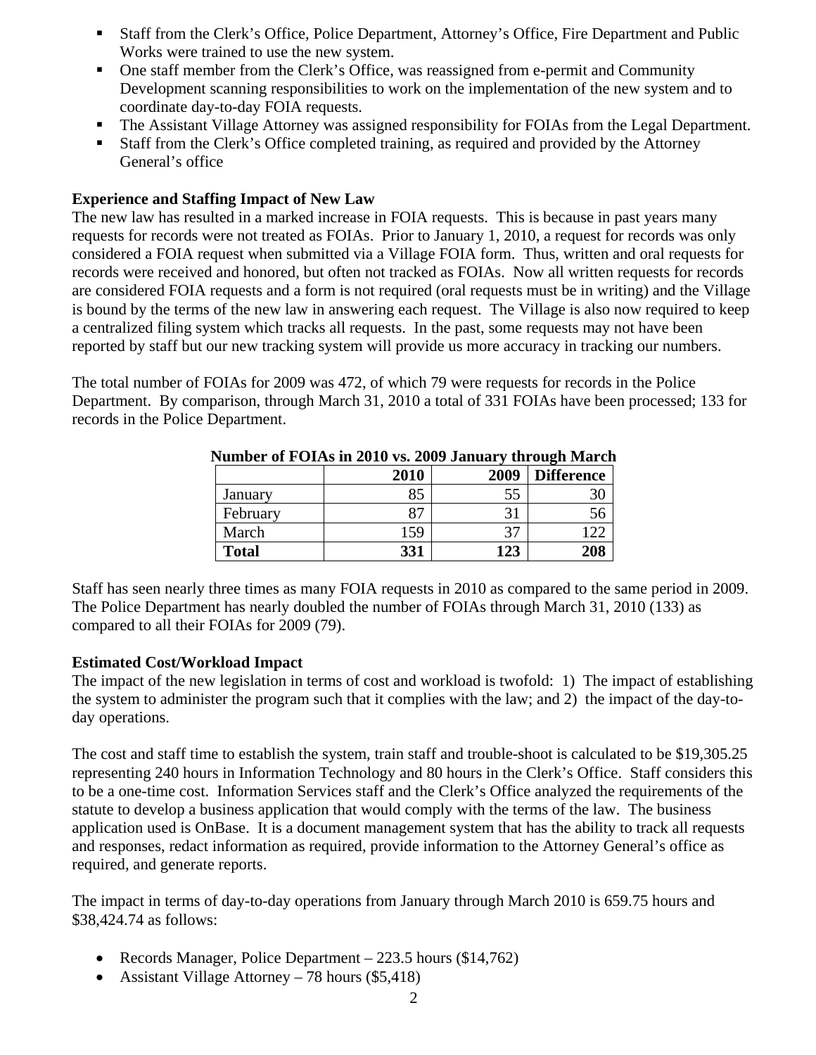- Staff from the Clerk's Office, Police Department, Attorney's Office, Fire Department and Public Works were trained to use the new system.
- One staff member from the Clerk's Office, was reassigned from e-permit and Community Development scanning responsibilities to work on the implementation of the new system and to coordinate day-to-day FOIA requests.
- The Assistant Village Attorney was assigned responsibility for FOIAs from the Legal Department.
- Staff from the Clerk's Office completed training, as required and provided by the Attorney General's office

**Experience and Staffing Impact of New Law**

The new law has resulted in a marked increase in FOIA requests. This is because in past years many requests for records were not treated as FOIAs. Prior to January 1, 2010, a request for records was only considered a FOIA request when submitted via a Village FOIA form. Thus, written and oral requests for records were received and honored, but often not tracked as FOIAs. Now all written requests for records are considered FOIA requests and a form is not required (oral requests must be in writing) and the Village is bound by the terms of the new law in answering each request. The Village is also now required to keep a centralized filing system which tracks all requests. In the past, some requests may not have been reported by staff but our new tracking system will provide us more accuracy in tracking our numbers.

The total number of FOIAs for 2009 was 472, of which 79 were requests for records in the Police Department. By comparison, through March 31, 2010 a total of 331 FOIAs have been processed; 133 for records in the Police Department.

**Number of FOIAs in 2010 vs. 2009 January through March**

| | 2010 | 2009 | Difference |
|---|---|---|---|
| January | 85 | 55 | 30 |
| February | 87 | 31 | 56 |
| March | 159 | 37 | 122 |
| **Total** | **331** | **123** | **208** |

Staff has seen nearly three times as many FOIA requests in 2010 as compared to the same period in 2009. The Police Department has nearly doubled the number of FOIAs through March 31, 2010 (133) as compared to all their FOIAs for 2009 (79).

**Estimated Cost/Workload Impact**

The impact of the new legislation in terms of cost and workload is twofold: 1) The impact of establishing the system to administer the program such that it complies with the law; and 2) the impact of the day-to-day operations.

The cost and staff time to establish the system, train staff and trouble-shoot is calculated to be $19,305.25 representing 240 hours in Information Technology and 80 hours in the Clerk's Office. Staff considers this to be a one-time cost. Information Services staff and the Clerk's Office analyzed the requirements of the statute to develop a business application that would comply with the terms of the law. The business application used is OnBase. It is a document management system that has the ability to track all requests and responses, redact information as required, provide information to the Attorney General's office as required, and generate reports.

The impact in terms of day-to-day operations from January through March 2010 is 659.75 hours and $38,424.74 as follows:

- Records Manager, Police Department – 223.5 hours ($14,762)
- Assistant Village Attorney – 78 hours ($5,418)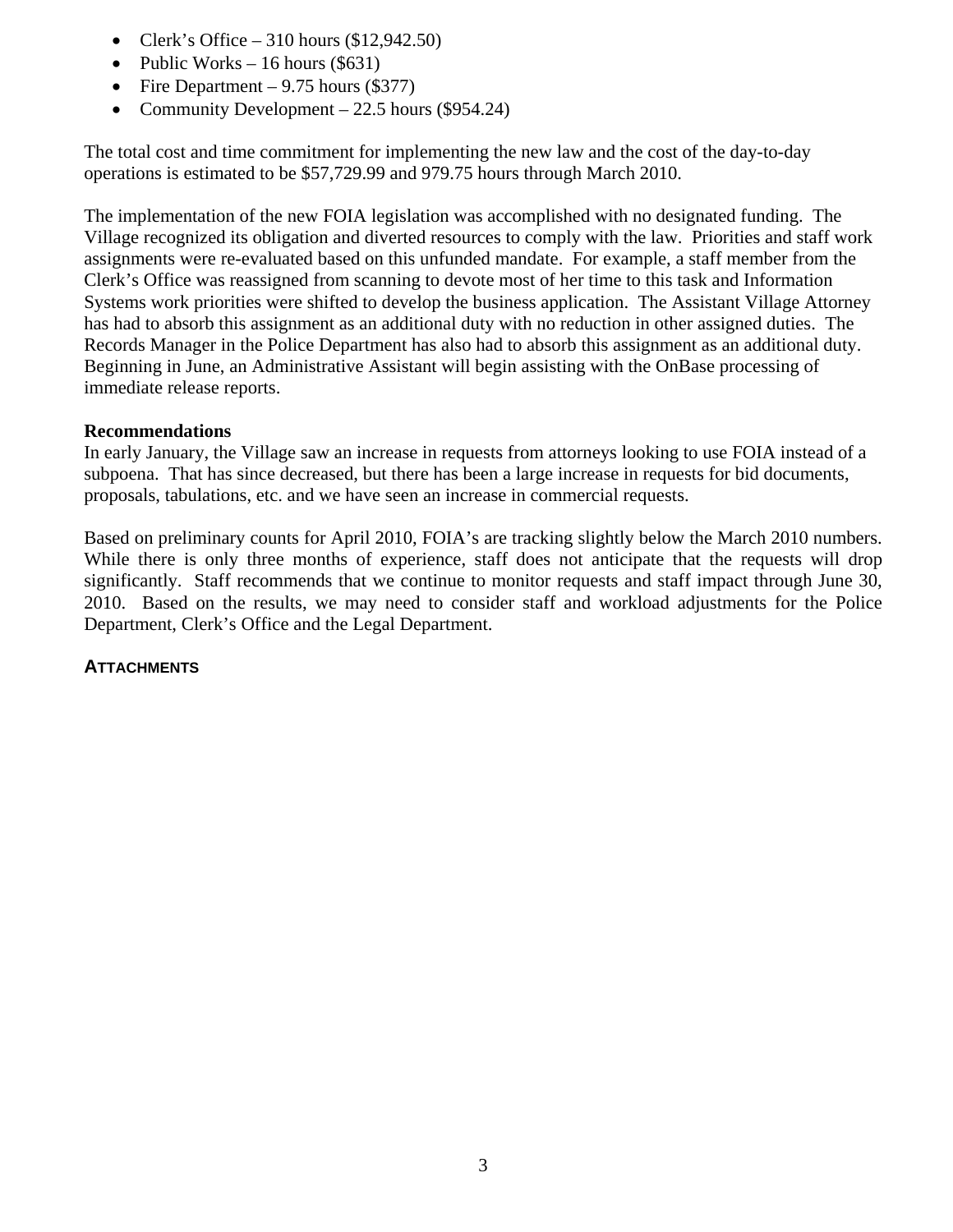- Clerk's Office – 310 hours ($12,942.50)
- Public Works – 16 hours ($631)
- Fire Department – 9.75 hours ($377)
- Community Development – 22.5 hours ($954.24)

The total cost and time commitment for implementing the new law and the cost of the day-to-day operations is estimated to be $57,729.99 and 979.75 hours through March 2010.

The implementation of the new FOIA legislation was accomplished with no designated funding. The Village recognized its obligation and diverted resources to comply with the law. Priorities and staff work assignments were re-evaluated based on this unfunded mandate. For example, a staff member from the Clerk's Office was reassigned from scanning to devote most of her time to this task and Information Systems work priorities were shifted to develop the business application. The Assistant Village Attorney has had to absorb this assignment as an additional duty with no reduction in other assigned duties. The Records Manager in the Police Department has also had to absorb this assignment as an additional duty. Beginning in June, an Administrative Assistant will begin assisting with the OnBase processing of immediate release reports.

**Recommendations**

In early January, the Village saw an increase in requests from attorneys looking to use FOIA instead of a subpoena. That has since decreased, but there has been a large increase in requests for bid documents, proposals, tabulations, etc. and we have seen an increase in commercial requests.

Based on preliminary counts for April 2010, FOIA's are tracking slightly below the March 2010 numbers. While there is only three months of experience, staff does not anticipate that the requests will drop significantly. Staff recommends that we continue to monitor requests and staff impact through June 30, 2010. Based on the results, we may need to consider staff and workload adjustments for the Police Department, Clerk's Office and the Legal Department.

**ATTACHMENTS**